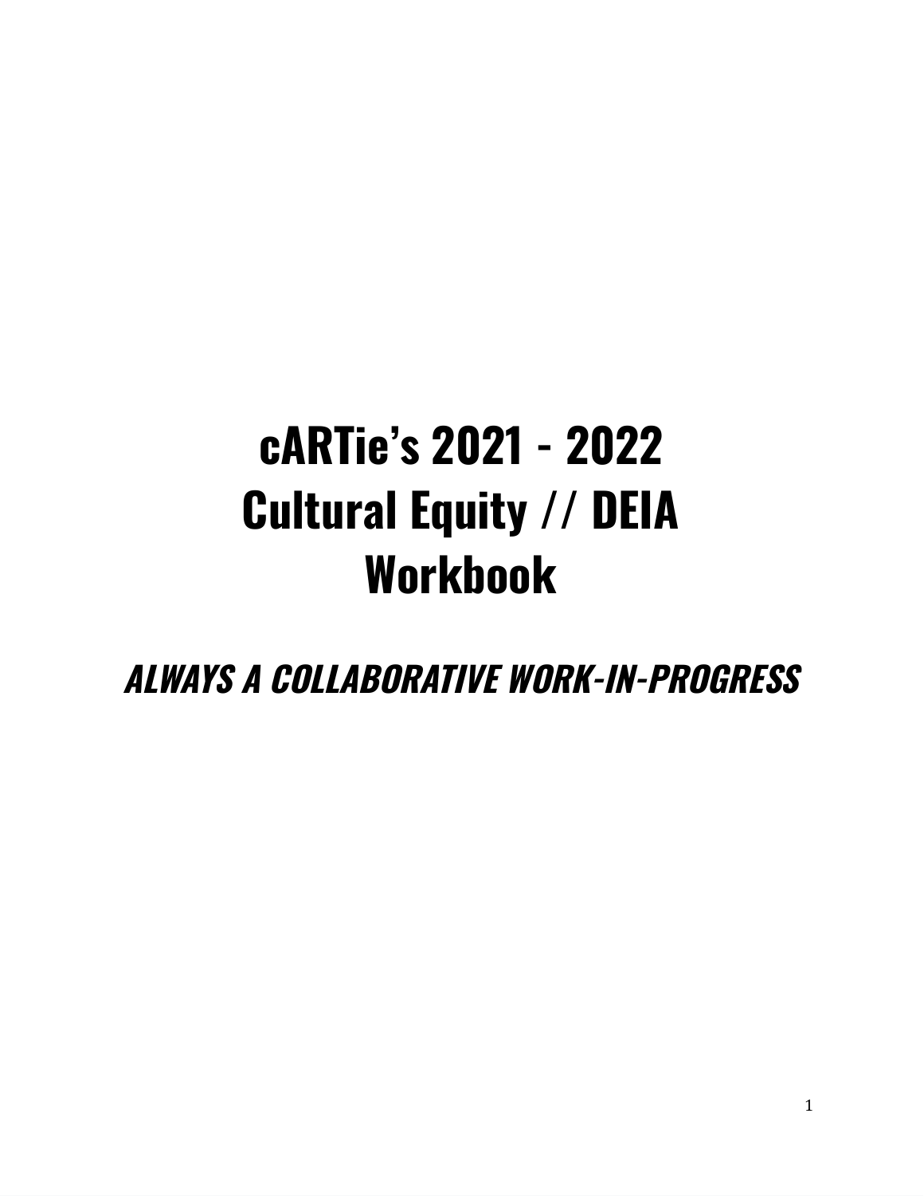# cARTie's 2021 - 2022 Cultural Equity // DEIA Workbook

***ALWAYS A COLLABORATIVE WORK-IN-PROGRESS***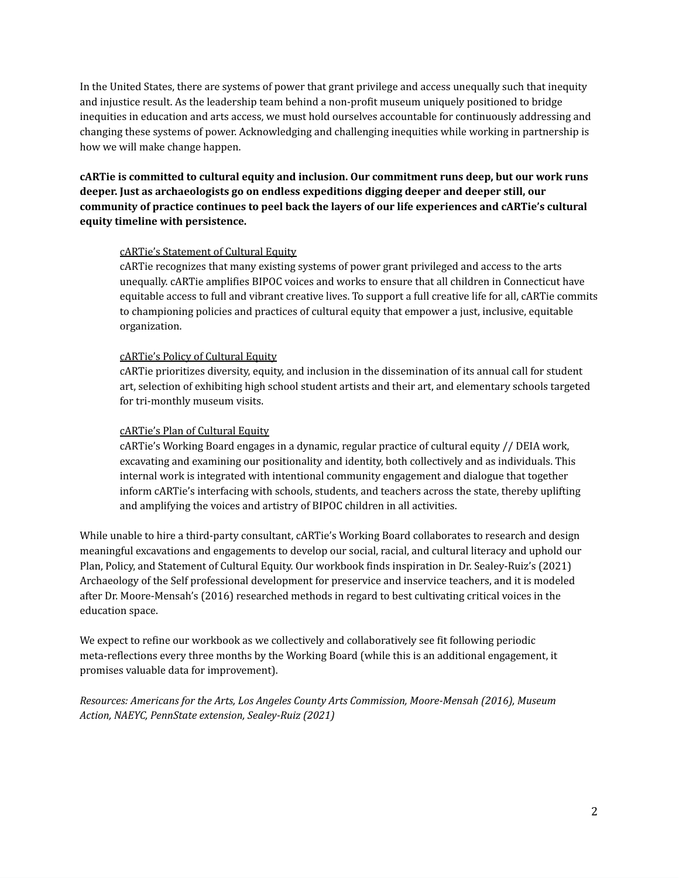In the United States, there are systems of power that grant privilege and access unequally such that inequity and injustice result. As the leadership team behind a non-profit museum uniquely positioned to bridge inequities in education and arts access, we must hold ourselves accountable for continuously addressing and changing these systems of power. Acknowledging and challenging inequities while working in partnership is how we will make change happen.

**cARTie is committed to cultural equity and inclusion. Our commitment runs deep, but our work runs deeper. Just as archaeologists go on endless expeditions digging deeper and deeper still, our community of practice continues to peel back the layers of our life experiences and cARTie's cultural equity timeline with persistence.**

> <u>cARTie's Statement of Cultural Equity</u>
> cARTie recognizes that many existing systems of power grant privileged and access to the arts unequally. cARTie amplifies BIPOC voices and works to ensure that all children in Connecticut have equitable access to full and vibrant creative lives. To support a full creative life for all, cARTie commits to championing policies and practices of cultural equity that empower a just, inclusive, equitable organization.
>
> <u>cARTie's Policy of Cultural Equity</u>
> cARTie prioritizes diversity, equity, and inclusion in the dissemination of its annual call for student art, selection of exhibiting high school student artists and their art, and elementary schools targeted for tri-monthly museum visits.
>
> <u>cARTie's Plan of Cultural Equity</u>
> cARTie's Working Board engages in a dynamic, regular practice of cultural equity // DEIA work, excavating and examining our positionality and identity, both collectively and as individuals. This internal work is integrated with intentional community engagement and dialogue that together inform cARTie's interfacing with schools, students, and teachers across the state, thereby uplifting and amplifying the voices and artistry of BIPOC children in all activities.

While unable to hire a third-party consultant, cARTie's Working Board collaborates to research and design meaningful excavations and engagements to develop our social, racial, and cultural literacy and uphold our Plan, Policy, and Statement of Cultural Equity. Our workbook finds inspiration in Dr. Sealey-Ruiz's (2021) Archaeology of the Self professional development for preservice and inservice teachers, and it is modeled after Dr. Moore-Mensah's (2016) researched methods in regard to best cultivating critical voices in the education space.

We expect to refine our workbook as we collectively and collaboratively see fit following periodic meta-reflections every three months by the Working Board (while this is an additional engagement, it promises valuable data for improvement).

*Resources: Americans for the Arts, Los Angeles County Arts Commission, Moore-Mensah (2016), Museum Action, NAEYC, PennState extension, Sealey-Ruiz (2021)*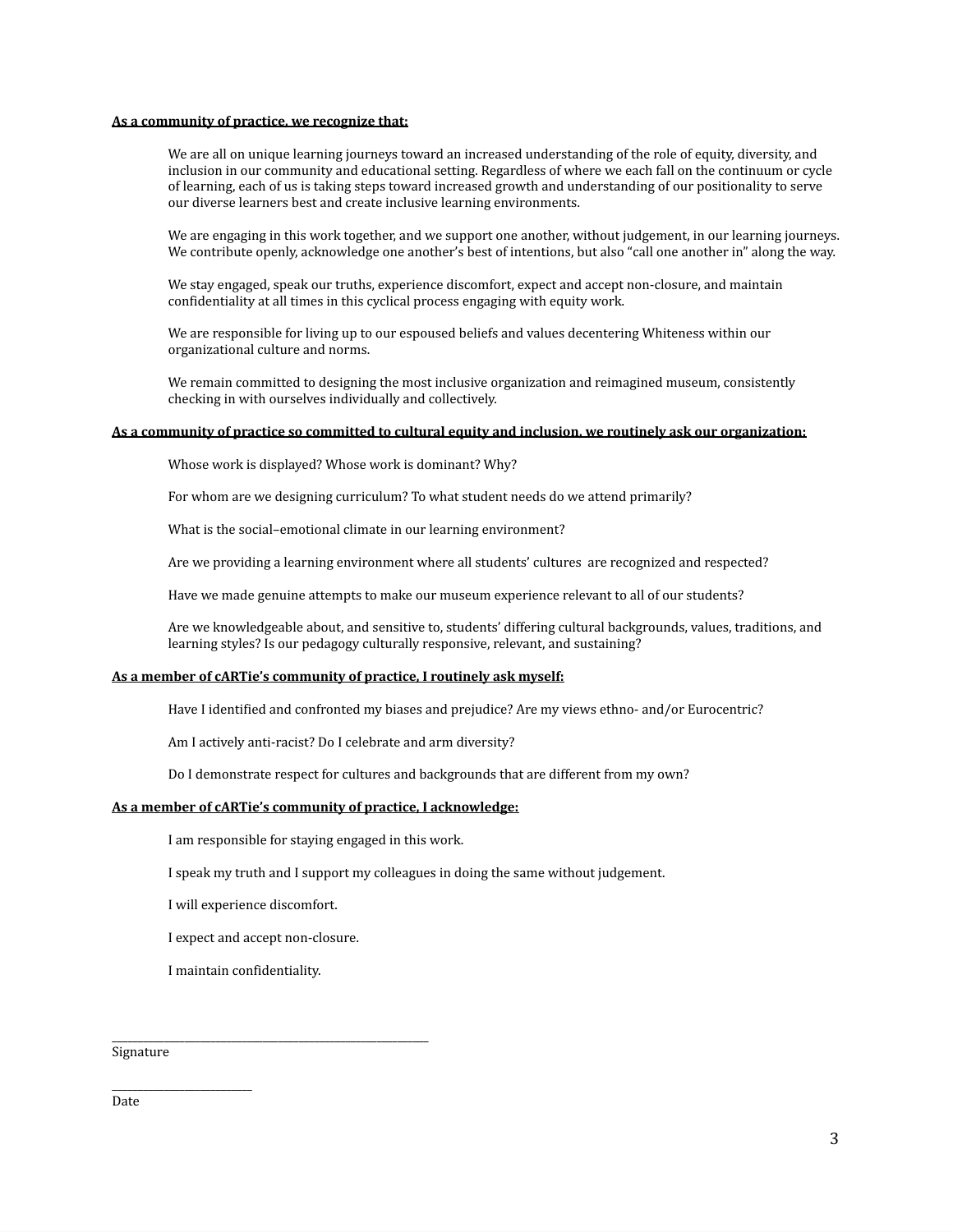**<u>As a community of practice, we recognize that:</u>**

We are all on unique learning journeys toward an increased understanding of the role of equity, diversity, and inclusion in our community and educational setting. Regardless of where we each fall on the continuum or cycle of learning, each of us is taking steps toward increased growth and understanding of our positionality to serve our diverse learners best and create inclusive learning environments.

We are engaging in this work together, and we support one another, without judgement, in our learning journeys. We contribute openly, acknowledge one another's best of intentions, but also "call one another in" along the way.

We stay engaged, speak our truths, experience discomfort, expect and accept non-closure, and maintain confidentiality at all times in this cyclical process engaging with equity work.

We are responsible for living up to our espoused beliefs and values decentering Whiteness within our organizational culture and norms.

We remain committed to designing the most inclusive organization and reimagined museum, consistently checking in with ourselves individually and collectively.

**<u>As a community of practice so committed to cultural equity and inclusion, we routinely ask our organization:</u>**

Whose work is displayed? Whose work is dominant? Why?

For whom are we designing curriculum? To what student needs do we attend primarily?

What is the social–emotional climate in our learning environment?

Are we providing a learning environment where all students' cultures are recognized and respected?

Have we made genuine attempts to make our museum experience relevant to all of our students?

Are we knowledgeable about, and sensitive to, students' differing cultural backgrounds, values, traditions, and learning styles? Is our pedagogy culturally responsive, relevant, and sustaining?

**<u>As a member of cARTie's community of practice, I routinely ask myself:</u>**

Have I identified and confronted my biases and prejudice? Are my views ethno- and/or Eurocentric?

Am I actively anti-racist? Do I celebrate and arm diversity?

Do I demonstrate respect for cultures and backgrounds that are different from my own?

**<u>As a member of cARTie's community of practice, I acknowledge:</u>**

I am responsible for staying engaged in this work.

I speak my truth and I support my colleagues in doing the same without judgement.

I will experience discomfort.

I expect and accept non-closure.

I maintain confidentiality.

\_\_\_\_\_\_\_\_\_\_\_\_\_\_\_\_\_\_\_\_\_\_\_\_\_\_\_\_\_\_\_\_\_\_\_\_\_\_\_\_\_\_\_\_\_\_\_\_
Signature

\_\_\_\_\_\_\_\_\_\_\_\_\_\_\_\_\_\_\_\_\_\_
Date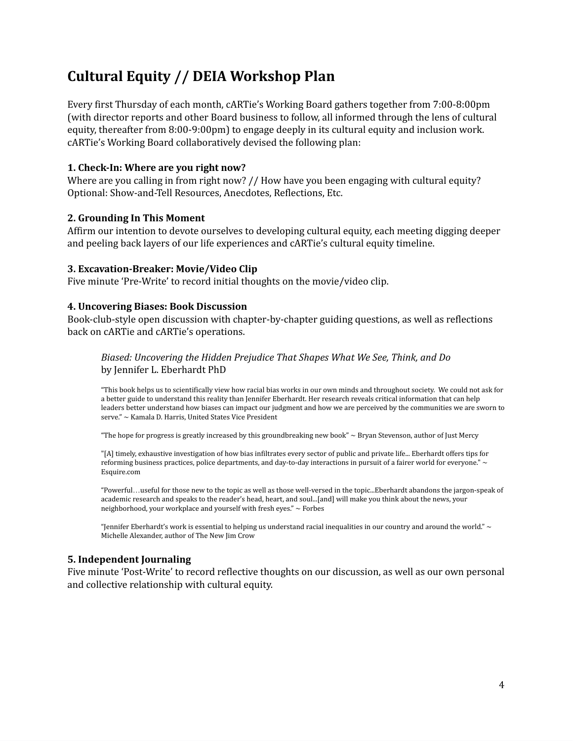# Cultural Equity // DEIA Workshop Plan

Every first Thursday of each month, cARTie's Working Board gathers together from 7:00-8:00pm (with director reports and other Board business to follow, all informed through the lens of cultural equity, thereafter from 8:00-9:00pm) to engage deeply in its cultural equity and inclusion work. cARTie's Working Board collaboratively devised the following plan:

**1. Check-In: Where are you right now?**
Where are you calling in from right now? // How have you been engaging with cultural equity? Optional: Show-and-Tell Resources, Anecdotes, Reflections, Etc.

**2. Grounding In This Moment**
Affirm our intention to devote ourselves to developing cultural equity, each meeting digging deeper and peeling back layers of our life experiences and cARTie's cultural equity timeline.

**3. Excavation-Breaker: Movie/Video Clip**
Five minute 'Pre-Write' to record initial thoughts on the movie/video clip.

**4. Uncovering Biases: Book Discussion**
Book-club-style open discussion with chapter-by-chapter guiding questions, as well as reflections back on cARTie and cARTie's operations.

> *Biased: Uncovering the Hidden Prejudice That Shapes What We See, Think, and Do*
> by Jennifer L. Eberhardt PhD
>
> "This book helps us to scientifically view how racial bias works in our own minds and throughout society. We could not ask for a better guide to understand this reality than Jennifer Eberhardt. Her research reveals critical information that can help leaders better understand how biases can impact our judgment and how we are perceived by the communities we are sworn to serve." ~ Kamala D. Harris, United States Vice President
>
> "The hope for progress is greatly increased by this groundbreaking new book" ~ Bryan Stevenson, author of Just Mercy
>
> "[A] timely, exhaustive investigation of how bias infiltrates every sector of public and private life... Eberhardt offers tips for reforming business practices, police departments, and day-to-day interactions in pursuit of a fairer world for everyone." ~ Esquire.com
>
> "Powerful…useful for those new to the topic as well as those well-versed in the topic...Eberhardt abandons the jargon-speak of academic research and speaks to the reader's head, heart, and soul...[and] will make you think about the news, your neighborhood, your workplace and yourself with fresh eyes." ~ Forbes
>
> "Jennifer Eberhardt's work is essential to helping us understand racial inequalities in our country and around the world." ~ Michelle Alexander, author of The New Jim Crow

**5. Independent Journaling**
Five minute 'Post-Write' to record reflective thoughts on our discussion, as well as our own personal and collective relationship with cultural equity.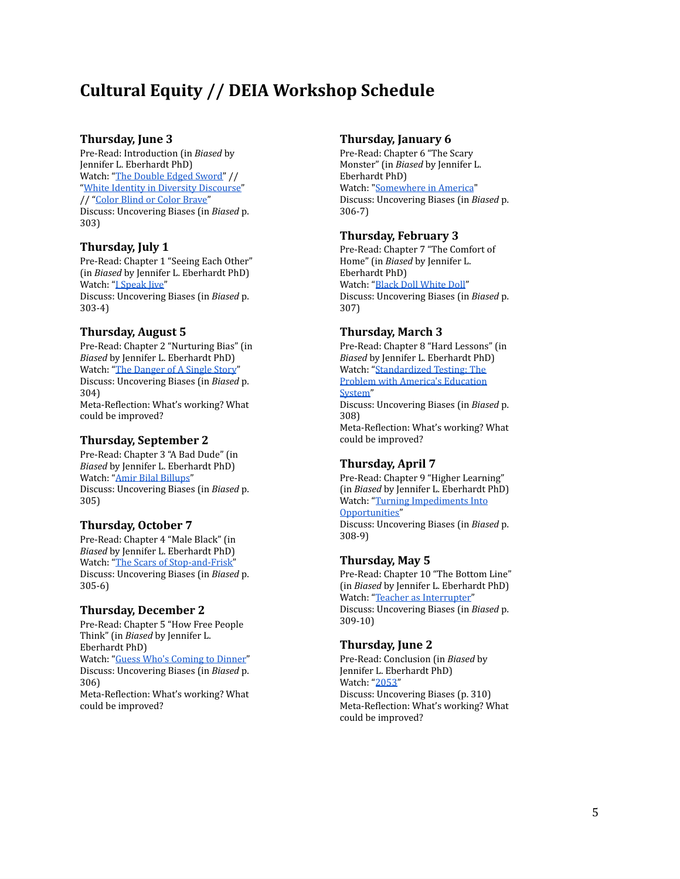# Cultural Equity // DEIA Workshop Schedule

### Thursday, June 3

Pre-Read: Introduction (in *Biased* by Jennifer L. Eberhardt PhD)
Watch: "The Double Edged Sword" // "White Identity in Diversity Discourse" // "Color Blind or Color Brave"
Discuss: Uncovering Biases (in *Biased* p. 303)

### Thursday, July 1

Pre-Read: Chapter 1 "Seeing Each Other" (in *Biased* by Jennifer L. Eberhardt PhD)
Watch: "I Speak Jive"
Discuss: Uncovering Biases (in *Biased* p. 303-4)

### Thursday, August 5

Pre-Read: Chapter 2 "Nurturing Bias" (in *Biased* by Jennifer L. Eberhardt PhD)
Watch: "The Danger of A Single Story"
Discuss: Uncovering Biases (in *Biased* p. 304)
Meta-Reflection: What's working? What could be improved?

### Thursday, September 2

Pre-Read: Chapter 3 "A Bad Dude" (in *Biased* by Jennifer L. Eberhardt PhD)
Watch: "Amir Bilal Billups"
Discuss: Uncovering Biases (in *Biased* p. 305)

### Thursday, October 7

Pre-Read: Chapter 4 "Male Black" (in *Biased* by Jennifer L. Eberhardt PhD)
Watch: "The Scars of Stop-and-Frisk"
Discuss: Uncovering Biases (in *Biased* p. 305-6)

### Thursday, December 2

Pre-Read: Chapter 5 "How Free People Think" (in *Biased* by Jennifer L. Eberhardt PhD)
Watch: "Guess Who's Coming to Dinner"
Discuss: Uncovering Biases (in *Biased* p. 306)
Meta-Reflection: What's working? What could be improved?

### Thursday, January 6

Pre-Read: Chapter 6 "The Scary Monster" (in *Biased* by Jennifer L. Eberhardt PhD)
Watch: "Somewhere in America"
Discuss: Uncovering Biases (in *Biased* p. 306-7)

### Thursday, February 3

Pre-Read: Chapter 7 "The Comfort of Home" (in *Biased* by Jennifer L. Eberhardt PhD)
Watch: "Black Doll White Doll"
Discuss: Uncovering Biases (in *Biased* p. 307)

### Thursday, March 3

Pre-Read: Chapter 8 "Hard Lessons" (in *Biased* by Jennifer L. Eberhardt PhD)
Watch: "Standardized Testing: The Problem with America's Education System"
Discuss: Uncovering Biases (in *Biased* p. 308)
Meta-Reflection: What's working? What could be improved?

### Thursday, April 7

Pre-Read: Chapter 9 "Higher Learning" (in *Biased* by Jennifer L. Eberhardt PhD)
Watch: "Turning Impediments Into Opportunities"
Discuss: Uncovering Biases (in *Biased* p. 308-9)

### Thursday, May 5

Pre-Read: Chapter 10 "The Bottom Line" (in *Biased* by Jennifer L. Eberhardt PhD)
Watch: "Teacher as Interrupter"
Discuss: Uncovering Biases (in *Biased* p. 309-10)

### Thursday, June 2

Pre-Read: Conclusion (in *Biased* by Jennifer L. Eberhardt PhD)
Watch: "2053"
Discuss: Uncovering Biases (p. 310)
Meta-Reflection: What's working? What could be improved?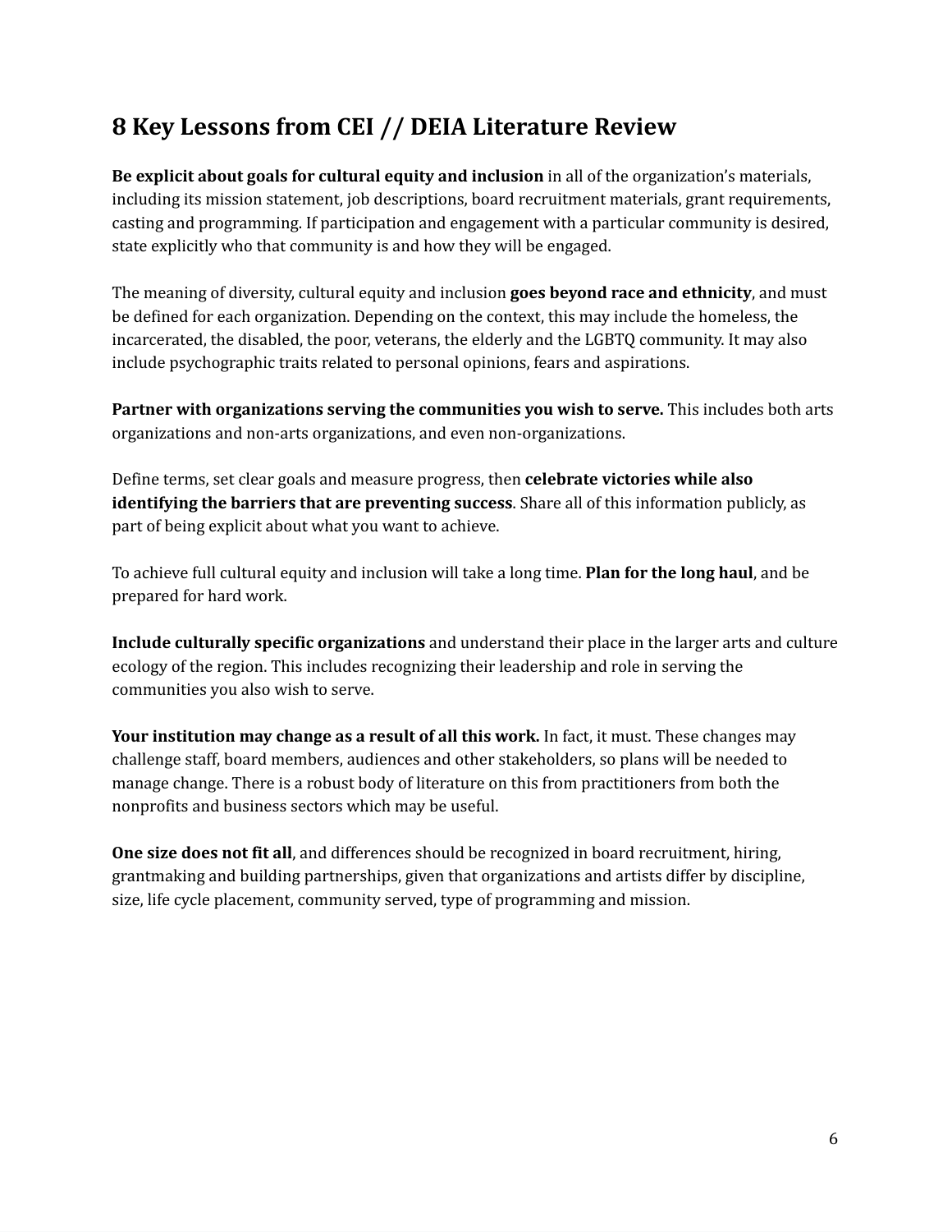## 8 Key Lessons from CEI // DEIA Literature Review

**Be explicit about goals for cultural equity and inclusion** in all of the organization's materials, including its mission statement, job descriptions, board recruitment materials, grant requirements, casting and programming. If participation and engagement with a particular community is desired, state explicitly who that community is and how they will be engaged.

The meaning of diversity, cultural equity and inclusion **goes beyond race and ethnicity**, and must be defined for each organization. Depending on the context, this may include the homeless, the incarcerated, the disabled, the poor, veterans, the elderly and the LGBTQ community. It may also include psychographic traits related to personal opinions, fears and aspirations.

**Partner with organizations serving the communities you wish to serve.** This includes both arts organizations and non-arts organizations, and even non-organizations.

Define terms, set clear goals and measure progress, then **celebrate victories while also identifying the barriers that are preventing success**. Share all of this information publicly, as part of being explicit about what you want to achieve.

To achieve full cultural equity and inclusion will take a long time. **Plan for the long haul**, and be prepared for hard work.

**Include culturally specific organizations** and understand their place in the larger arts and culture ecology of the region. This includes recognizing their leadership and role in serving the communities you also wish to serve.

**Your institution may change as a result of all this work.** In fact, it must. These changes may challenge staff, board members, audiences and other stakeholders, so plans will be needed to manage change. There is a robust body of literature on this from practitioners from both the nonprofits and business sectors which may be useful.

**One size does not fit all**, and differences should be recognized in board recruitment, hiring, grantmaking and building partnerships, given that organizations and artists differ by discipline, size, life cycle placement, community served, type of programming and mission.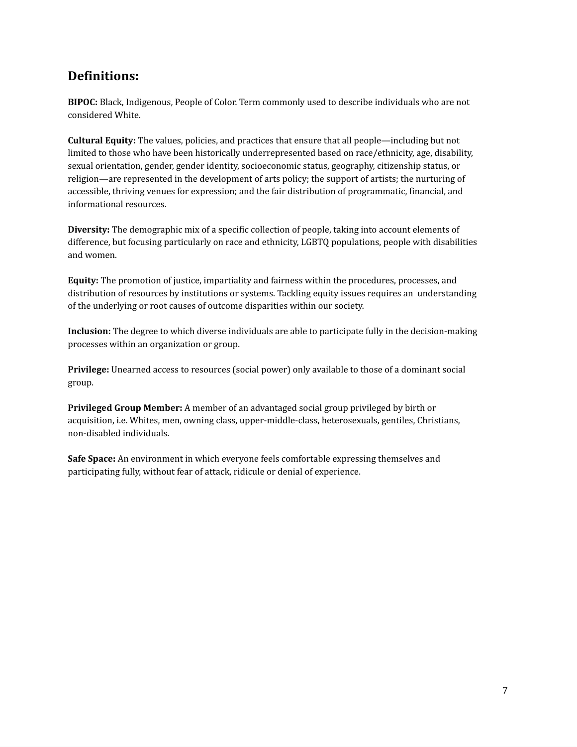## Definitions:

**BIPOC:** Black, Indigenous, People of Color. Term commonly used to describe individuals who are not considered White.

**Cultural Equity:** The values, policies, and practices that ensure that all people—including but not limited to those who have been historically underrepresented based on race/ethnicity, age, disability, sexual orientation, gender, gender identity, socioeconomic status, geography, citizenship status, or religion—are represented in the development of arts policy; the support of artists; the nurturing of accessible, thriving venues for expression; and the fair distribution of programmatic, financial, and informational resources.

**Diversity:** The demographic mix of a specific collection of people, taking into account elements of difference, but focusing particularly on race and ethnicity, LGBTQ populations, people with disabilities and women.

**Equity:** The promotion of justice, impartiality and fairness within the procedures, processes, and distribution of resources by institutions or systems. Tackling equity issues requires an understanding of the underlying or root causes of outcome disparities within our society.

**Inclusion:** The degree to which diverse individuals are able to participate fully in the decision-making processes within an organization or group.

**Privilege:** Unearned access to resources (social power) only available to those of a dominant social group.

**Privileged Group Member:** A member of an advantaged social group privileged by birth or acquisition, i.e. Whites, men, owning class, upper-middle-class, heterosexuals, gentiles, Christians, non-disabled individuals.

**Safe Space:** An environment in which everyone feels comfortable expressing themselves and participating fully, without fear of attack, ridicule or denial of experience.